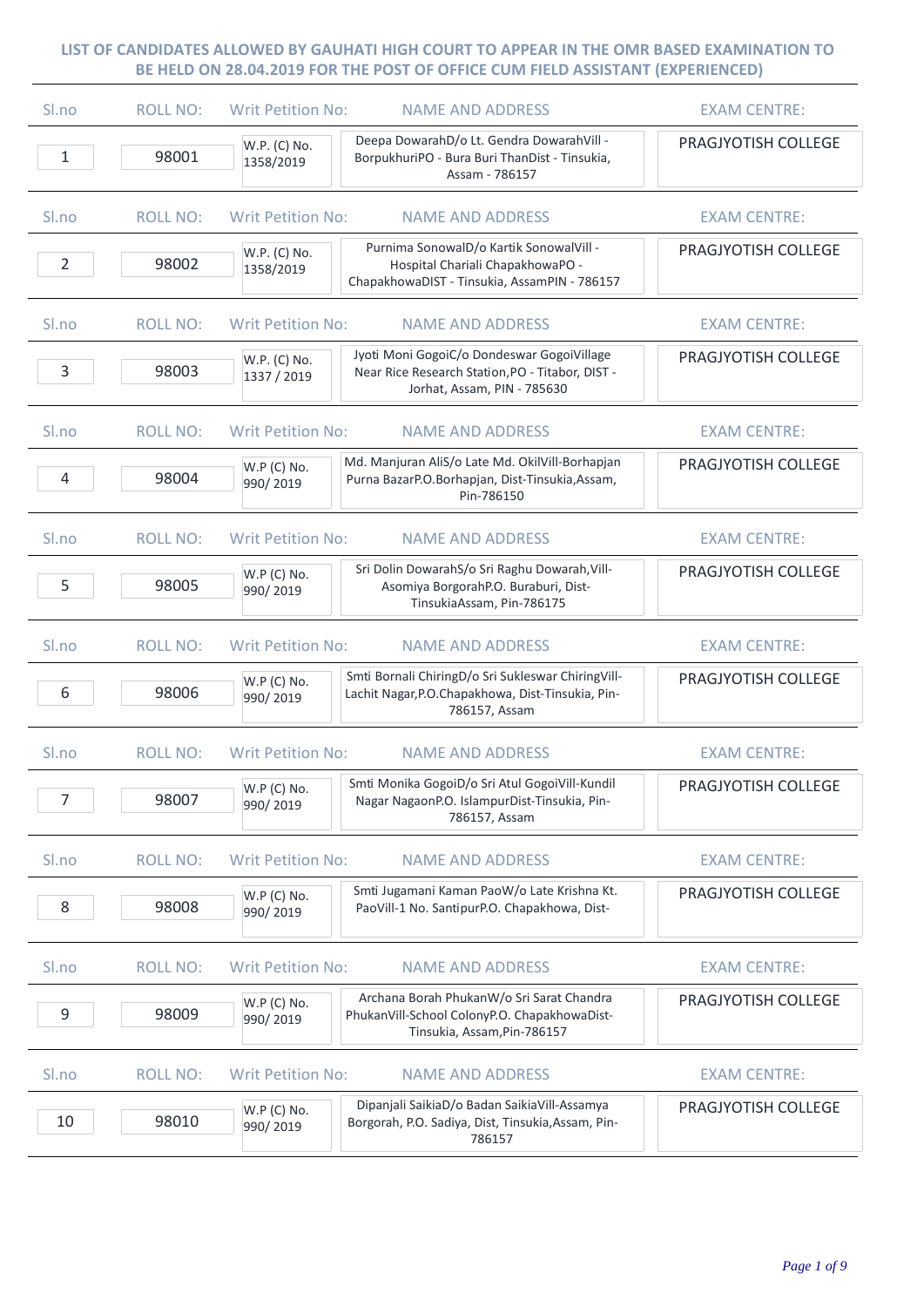**LIST OF CANDIDATES ALLOWED BY GAUHATI HIGH COURT TO APPEAR IN THE OMR BASED EXAMINATION TO BE HELD ON 28.04.2019 FOR THE POST OF OFFICE CUM FIELD ASSISTANT (EXPERIENCED)**

| Sl.no | ROLL NO: | Writ Petition No: | NAME AND ADDRESS | EXAM CENTRE: |
|---|---|---|---|---|
| 1 | 98001 | W.P. (C) No. 1358/2019 | Deepa DowarahD/o Lt. Gendra DowarahVill - BorpukhuriPO - Bura Buri ThanDist - Tinsukia, Assam - 786157 | PRAGJYOTISH COLLEGE |
| 2 | 98002 | W.P. (C) No. 1358/2019 | Purnima SonowalD/o Kartik SonowalVill - Hospital Chariali ChapakhowaPO - ChapakhowaDIST - Tinsukia, AssamPIN - 786157 | PRAGJYOTISH COLLEGE |
| 3 | 98003 | W.P. (C) No. 1337 / 2019 | Jyoti Moni GogoiC/o Dondeswar GogoiVillage Near Rice Research Station,PO - Titabor, DIST - Jorhat, Assam, PIN - 785630 | PRAGJYOTISH COLLEGE |
| 4 | 98004 | W.P (C) No. 990/ 2019 | Md. Manjuran AliS/o Late Md. OkilVill-Borhapjan Purna BazarP.O.Borhapjan, Dist-Tinsukia,Assam, Pin-786150 | PRAGJYOTISH COLLEGE |
| 5 | 98005 | W.P (C) No. 990/ 2019 | Sri Dolin DowarahS/o Sri Raghu Dowarah,Vill-Asomiya BorgorahP.O. Buraburi, Dist-TinsukiaAssam, Pin-786175 | PRAGJYOTISH COLLEGE |
| 6 | 98006 | W.P (C) No. 990/ 2019 | Smti Bornali ChiringD/o Sri Sukleswar ChiringVill-Lachit Nagar,P.O.Chapakhowa, Dist-Tinsukia, Pin-786157, Assam | PRAGJYOTISH COLLEGE |
| 7 | 98007 | W.P (C) No. 990/ 2019 | Smti Monika GogoiD/o Sri Atul GogoiVill-Kundil Nagar NagaonP.O. IslampurDist-Tinsukia, Pin-786157, Assam | PRAGJYOTISH COLLEGE |
| 8 | 98008 | W.P (C) No. 990/ 2019 | Smti Jugamani Kaman PaoW/o Late Krishna Kt. PaoVill-1 No. SantipurP.O. Chapakhowa, Dist- | PRAGJYOTISH COLLEGE |
| 9 | 98009 | W.P (C) No. 990/ 2019 | Archana Borah PhukanW/o Sri Sarat Chandra PhukanVill-School ColonyP.O. ChapakhowaDist-Tinsukia, Assam,Pin-786157 | PRAGJYOTISH COLLEGE |
| 10 | 98010 | W.P (C) No. 990/ 2019 | Dipanjali SaikiaD/o Badan SaikiaVill-Assamya Borgorah, P.O. Sadiya, Dist, Tinsukia,Assam, Pin-786157 | PRAGJYOTISH COLLEGE |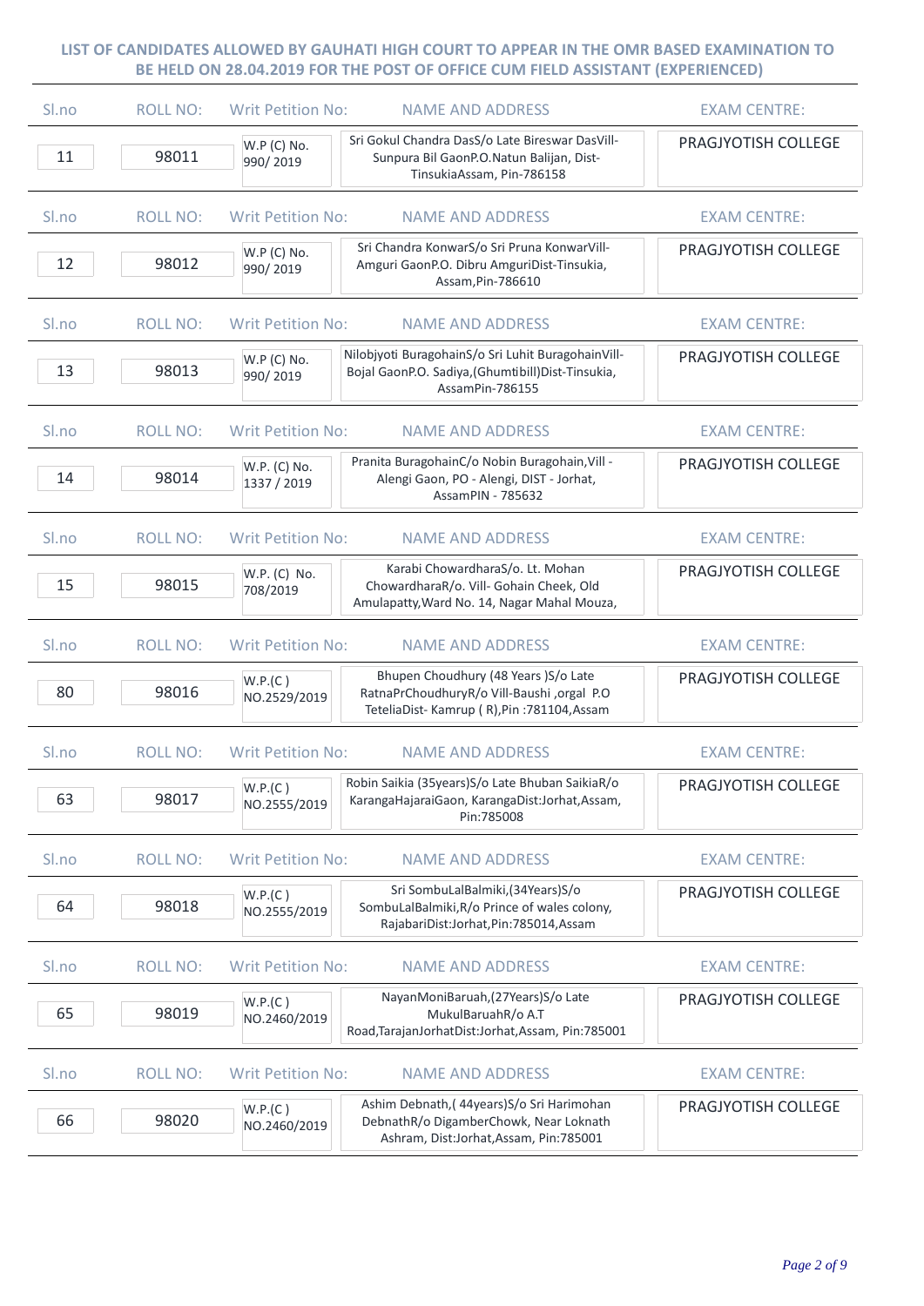**LIST OF CANDIDATES ALLOWED BY GAUHATI HIGH COURT TO APPEAR IN THE OMR BASED EXAMINATION TO BE HELD ON 28.04.2019 FOR THE POST OF OFFICE CUM FIELD ASSISTANT (EXPERIENCED)**

| Sl.no | ROLL NO: | Writ Petition No: | NAME AND ADDRESS | EXAM CENTRE: |
|---|---|---|---|---|
| 11 | 98011 | W.P (C) No. 990/ 2019 | Sri Gokul Chandra DasS/o Late Bireswar DasVill-Sunpura Bil GaonP.O.Natun Balijan, Dist-TinsukiaAssam, Pin-786158 | PRAGJYOTISH COLLEGE |
| 12 | 98012 | W.P (C) No. 990/ 2019 | Sri Chandra KonwarS/o Sri Pruna KonwarVill-Amguri GaonP.O. Dibru AmguriDist-Tinsukia, Assam,Pin-786610 | PRAGJYOTISH COLLEGE |
| 13 | 98013 | W.P (C) No. 990/ 2019 | Nilobjyoti BuragohainS/o Sri Luhit BuragohainVill-Bojal GaonP.O. Sadiya,(Ghumtibill)Dist-Tinsukia, AssamPin-786155 | PRAGJYOTISH COLLEGE |
| 14 | 98014 | W.P. (C) No. 1337 / 2019 | Pranita BuragohainC/o Nobin Buragohain,Vill - Alengi Gaon, PO - Alengi, DIST - Jorhat, AssamPIN - 785632 | PRAGJYOTISH COLLEGE |
| 15 | 98015 | W.P. (C) No. 708/2019 | Karabi ChowardharaS/o. Lt. Mohan ChowardharaR/o. Vill- Gohain Cheek, Old Amulapatty,Ward No. 14, Nagar Mahal Mouza, | PRAGJYOTISH COLLEGE |
| 80 | 98016 | W.P.(C ) NO.2529/2019 | Bhupen Choudhury (48 Years )S/o Late RatnaPrChoudhuryR/o Vill-Baushi ,orgal P.O TeteliaDist- Kamrup ( R),Pin :781104,Assam | PRAGJYOTISH COLLEGE |
| 63 | 98017 | W.P.(C ) NO.2555/2019 | Robin Saikia (35years)S/o Late Bhuban SaikiaR/o KarangaHajaraiGaon, KarangaDist:Jorhat,Assam, Pin:785008 | PRAGJYOTISH COLLEGE |
| 64 | 98018 | W.P.(C ) NO.2555/2019 | Sri SombuLalBalmiki,(34Years)S/o SombuLalBalmiki,R/o Prince of wales colony, RajabariDist:Jorhat,Pin:785014,Assam | PRAGJYOTISH COLLEGE |
| 65 | 98019 | W.P.(C ) NO.2460/2019 | NayanMoniBaruah,(27Years)S/o Late MukulBaruahR/o A.T Road,TarajanJorhatDist:Jorhat,Assam, Pin:785001 | PRAGJYOTISH COLLEGE |
| 66 | 98020 | W.P.(C ) NO.2460/2019 | Ashim Debnath,( 44years)S/o Sri Harimohan DebnathR/o DigamberChowk, Near Loknath Ashram, Dist:Jorhat,Assam, Pin:785001 | PRAGJYOTISH COLLEGE |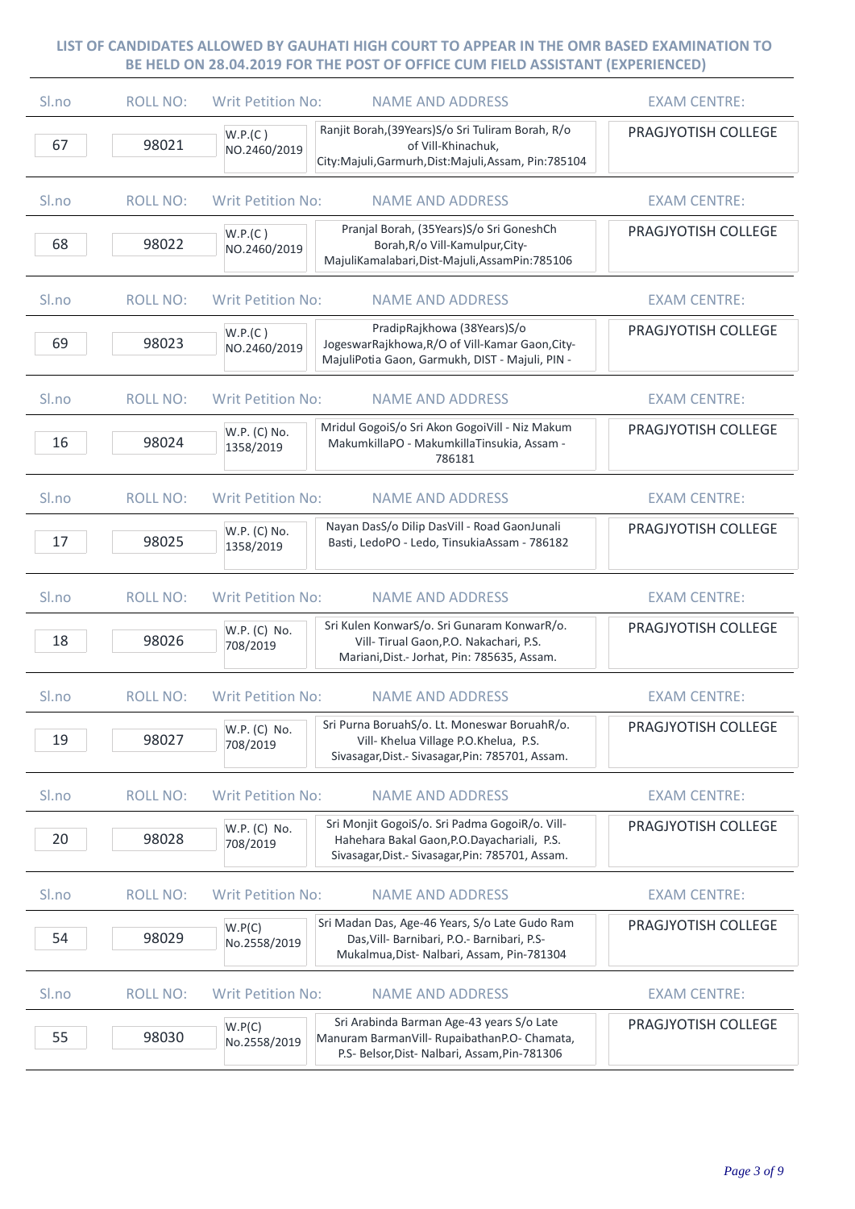**LIST OF CANDIDATES ALLOWED BY GAUHATI HIGH COURT TO APPEAR IN THE OMR BASED EXAMINATION TO BE HELD ON 28.04.2019 FOR THE POST OF OFFICE CUM FIELD ASSISTANT (EXPERIENCED)**

| Sl.no | ROLL NO: | Writ Petition No: | NAME AND ADDRESS | EXAM CENTRE: |
|---|---|---|---|---|
| 67 | 98021 | W.P.(C ) NO.2460/2019 | Ranjit Borah,(39Years)S/o Sri Tuliram Borah, R/o of Vill-Khinachuk, City:Majuli,Garmurh,Dist:Majuli,Assam, Pin:785104 | PRAGJYOTISH COLLEGE |
| 68 | 98022 | W.P.(C ) NO.2460/2019 | Pranjal Borah, (35Years)S/o Sri GoneshCh Borah,R/o Vill-Kamulpur,City-MajuliKamalabari,Dist-Majuli,AssamPin:785106 | PRAGJYOTISH COLLEGE |
| 69 | 98023 | W.P.(C ) NO.2460/2019 | PradipRajkhowa (38Years)S/o JogeswarRajkhowa,R/O of Vill-Kamar Gaon,City-MajuliPotia Gaon, Garmukh, DIST - Majuli, PIN - | PRAGJYOTISH COLLEGE |
| 16 | 98024 | W.P. (C) No. 1358/2019 | Mridul GogoiS/o Sri Akon GogoiVill - Niz Makum MakumkillaPO - MakumkillaTinsukia, Assam - 786181 | PRAGJYOTISH COLLEGE |
| 17 | 98025 | W.P. (C) No. 1358/2019 | Nayan DasS/o Dilip DasVill - Road GaonJunali Basti, LedoPO - Ledo, TinsukiaAssam - 786182 | PRAGJYOTISH COLLEGE |
| 18 | 98026 | W.P. (C) No. 708/2019 | Sri Kulen KonwarS/o. Sri Gunaram KonwarR/o. Vill- Tirual Gaon,P.O. Nakachari, P.S. Mariani,Dist.- Jorhat, Pin: 785635, Assam. | PRAGJYOTISH COLLEGE |
| 19 | 98027 | W.P. (C) No. 708/2019 | Sri Purna BoruahS/o. Lt. Moneswar BoruahR/o. Vill- Khelua Village P.O.Khelua, P.S. Sivasagar,Dist.- Sivasagar,Pin: 785701, Assam. | PRAGJYOTISH COLLEGE |
| 20 | 98028 | W.P. (C) No. 708/2019 | Sri Monjit GogoiS/o. Sri Padma GogoiR/o. Vill- Hahehara Bakal Gaon,P.O.Dayachariali, P.S. Sivasagar,Dist.- Sivasagar,Pin: 785701, Assam. | PRAGJYOTISH COLLEGE |
| 54 | 98029 | W.P(C) No.2558/2019 | Sri Madan Das, Age-46 Years, S/o Late Gudo Ram Das,Vill- Barnibari, P.O.- Barnibari, P.S-Mukalmua,Dist- Nalbari, Assam, Pin-781304 | PRAGJYOTISH COLLEGE |
| 55 | 98030 | W.P(C) No.2558/2019 | Sri Arabinda Barman Age-43 years S/o Late Manuram BarmanVill- RupaibathanP.O- Chamata, P.S- Belsor,Dist- Nalbari, Assam,Pin-781306 | PRAGJYOTISH COLLEGE |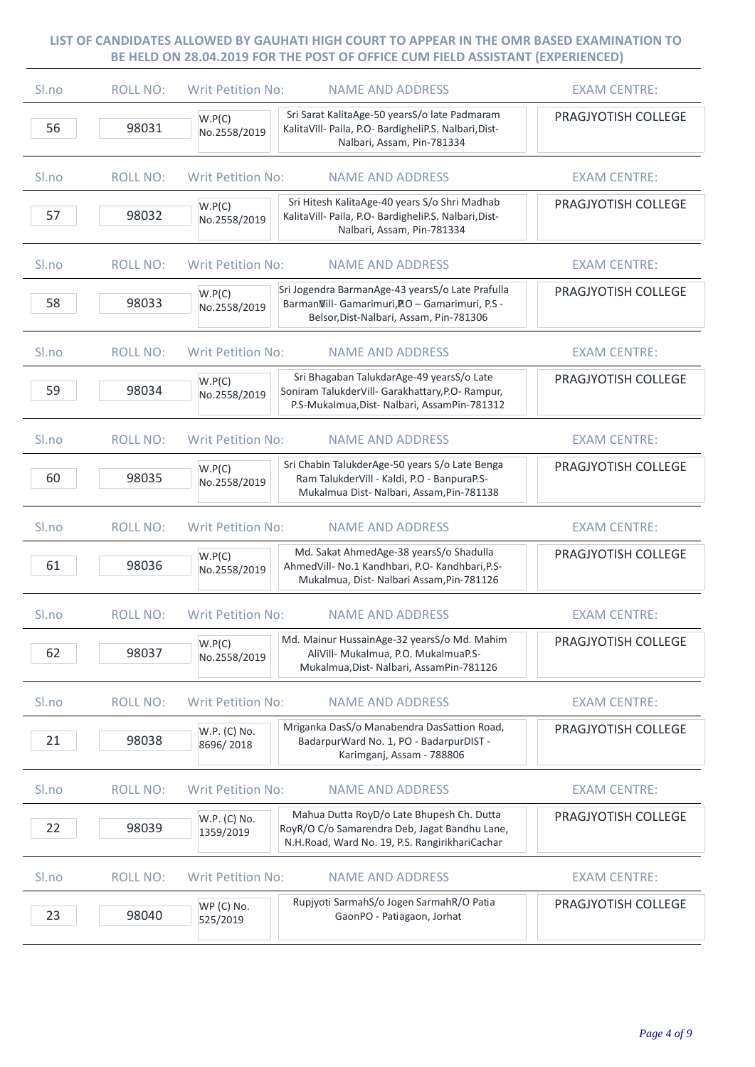**LIST OF CANDIDATES ALLOWED BY GAUHATI HIGH COURT TO APPEAR IN THE OMR BASED EXAMINATION TO BE HELD ON 28.04.2019 FOR THE POST OF OFFICE CUM FIELD ASSISTANT (EXPERIENCED)**

| Sl.no | ROLL NO: | Writ Petition No: | NAME AND ADDRESS | EXAM CENTRE: |
|---|---|---|---|---|
| 56 | 98031 | W.P(C) No.2558/2019 | Sri Sarat KalitaAge-50 yearsS/o late Padmaram KalitaVill- Paila, P.O- BardigheliP.S. Nalbari,Dist-Nalbari, Assam, Pin-781334 | PRAGJYOTISH COLLEGE |
| 57 | 98032 | W.P(C) No.2558/2019 | Sri Hitesh KalitaAge-40 years S/o Shri Madhab KalitaVill- Paila, P.O- BardigheliP.S. Nalbari,Dist-Nalbari, Assam, Pin-781334 | PRAGJYOTISH COLLEGE |
| 58 | 98033 | W.P(C) No.2558/2019 | Sri Jogendra BarmanAge-43 yearsS/o Late Prafulla BarmanVill- Gamarimuri,P.O – Gamarimuri, P.S - Belsor,Dist-Nalbari, Assam, Pin-781306 | PRAGJYOTISH COLLEGE |
| 59 | 98034 | W.P(C) No.2558/2019 | Sri Bhagaban TalukdarAge-49 yearsS/o Late Soniram TalukderVill- Garakhattary,P.O- Rampur, P.S-Mukalmua,Dist- Nalbari, AssamPin-781312 | PRAGJYOTISH COLLEGE |
| 60 | 98035 | W.P(C) No.2558/2019 | Sri Chabin TalukderAge-50 years S/o Late Benga Ram TalukderVill - Kaldi, P.O - BanpuraP.S-Mukalmua Dist- Nalbari, Assam,Pin-781138 | PRAGJYOTISH COLLEGE |
| 61 | 98036 | W.P(C) No.2558/2019 | Md. Sakat AhmedAge-38 yearsS/o Shadulla AhmedVill- No.1 Kandhbari, P.O- Kandhbari,P.S-Mukalmua, Dist- Nalbari Assam,Pin-781126 | PRAGJYOTISH COLLEGE |
| 62 | 98037 | W.P(C) No.2558/2019 | Md. Mainur HussainAge-32 yearsS/o Md. Mahim AliVill- Mukalmua, P.O. MukalmuaP.S-Mukalmua,Dist- Nalbari, AssamPin-781126 | PRAGJYOTISH COLLEGE |
| 21 | 98038 | W.P. (C) No. 8696/ 2018 | Mriganka DasS/o Manabendra DasSattion Road, BadarpurWard No. 1, PO - BadarpurDIST - Karimganj, Assam - 788806 | PRAGJYOTISH COLLEGE |
| 22 | 98039 | W.P. (C) No. 1359/2019 | Mahua Dutta RoyD/o Late Bhupesh Ch. Dutta RoyR/O C/o Samarendra Deb, Jagat Bandhu Lane, N.H.Road, Ward No. 19, P.S. RangirikhariCachar | PRAGJYOTISH COLLEGE |
| 23 | 98040 | WP (C) No. 525/2019 | Rupjyoti SarmahS/o Jogen SarmahR/O Patia GaonPO - Patiagaon, Jorhat | PRAGJYOTISH COLLEGE |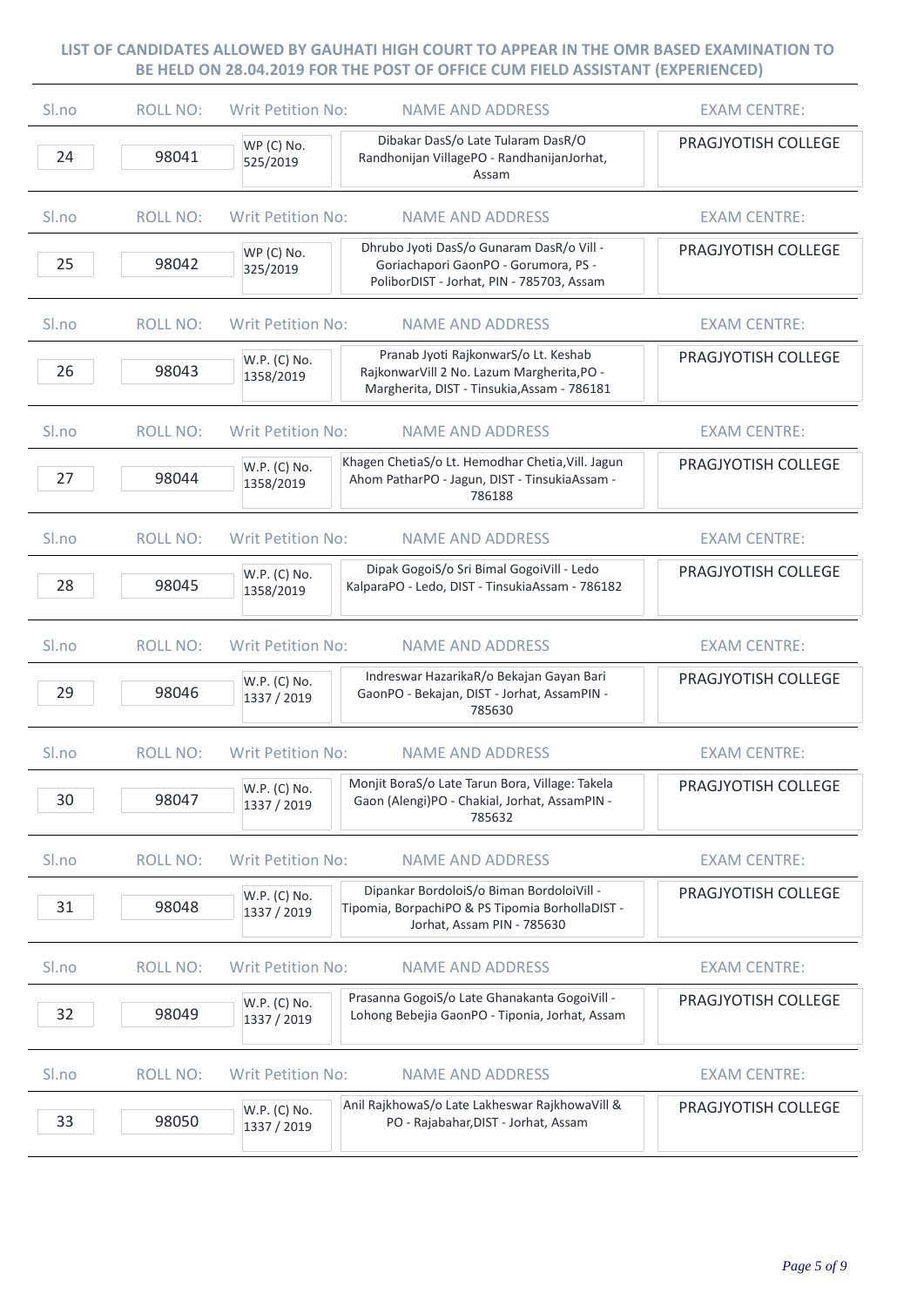**LIST OF CANDIDATES ALLOWED BY GAUHATI HIGH COURT TO APPEAR IN THE OMR BASED EXAMINATION TO BE HELD ON 28.04.2019 FOR THE POST OF OFFICE CUM FIELD ASSISTANT (EXPERIENCED)**

| Sl.no | ROLL NO: | Writ Petition No: | NAME AND ADDRESS | EXAM CENTRE: |
|---|---|---|---|---|
| 24 | 98041 | WP (C) No. 525/2019 | Dibakar DasS/o Late Tularam DasR/O Randhonijan VillagePO - RandhanijanJorhat, Assam | PRAGJYOTISH COLLEGE |
| 25 | 98042 | WP (C) No. 325/2019 | Dhrubo Jyoti DasS/o Gunaram DasR/o Vill - Goriachapori GaonPO - Gorumora, PS - PoliborDIST - Jorhat, PIN - 785703, Assam | PRAGJYOTISH COLLEGE |
| 26 | 98043 | W.P. (C) No. 1358/2019 | Pranab Jyoti RajkonwarS/o Lt. Keshab RajkonwarVill 2 No. Lazum Margherita,PO - Margherita, DIST - Tinsukia,Assam - 786181 | PRAGJYOTISH COLLEGE |
| 27 | 98044 | W.P. (C) No. 1358/2019 | Khagen ChetiaS/o Lt. Hemodhar Chetia,Vill. Jagun Ahom PatharPO - Jagun, DIST - TinsukiaAssam - 786188 | PRAGJYOTISH COLLEGE |
| 28 | 98045 | W.P. (C) No. 1358/2019 | Dipak GogoiS/o Sri Bimal GogoiVill - Ledo KalparaPO - Ledo, DIST - TinsukiaAssam - 786182 | PRAGJYOTISH COLLEGE |
| 29 | 98046 | W.P. (C) No. 1337 / 2019 | Indreswar HazarikaR/o Bekajan Gayan Bari GaonPO - Bekajan, DIST - Jorhat, AssamPIN - 785630 | PRAGJYOTISH COLLEGE |
| 30 | 98047 | W.P. (C) No. 1337 / 2019 | Monjit BoraS/o Late Tarun Bora, Village: Takela Gaon (Alengi)PO - Chakial, Jorhat, AssamPIN - 785632 | PRAGJYOTISH COLLEGE |
| 31 | 98048 | W.P. (C) No. 1337 / 2019 | Dipankar BordoloiS/o Biman BordoloiVill - Tipomia, BorpachiPO & PS Tipomia BorhollaDIST - Jorhat, Assam PIN - 785630 | PRAGJYOTISH COLLEGE |
| 32 | 98049 | W.P. (C) No. 1337 / 2019 | Prasanna GogoiS/o Late Ghanakanta GogoiVill - Lohong Bebejia GaonPO - Tiponia, Jorhat, Assam | PRAGJYOTISH COLLEGE |
| 33 | 98050 | W.P. (C) No. 1337 / 2019 | Anil RajkhowaS/o Late Lakheswar RajkhowaVill & PO - Rajabahar,DIST - Jorhat, Assam | PRAGJYOTISH COLLEGE |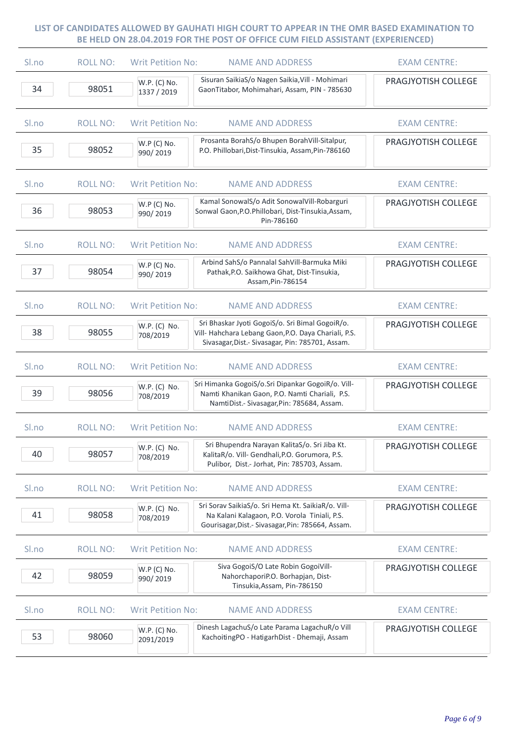**LIST OF CANDIDATES ALLOWED BY GAUHATI HIGH COURT TO APPEAR IN THE OMR BASED EXAMINATION TO BE HELD ON 28.04.2019 FOR THE POST OF OFFICE CUM FIELD ASSISTANT (EXPERIENCED)**

| Sl.no | ROLL NO: | Writ Petition No: | NAME AND ADDRESS | EXAM CENTRE: |
|---|---|---|---|---|
| 34 | 98051 | W.P. (C) No. 1337 / 2019 | Sisuran SaikiaS/o Nagen Saikia,Vill - Mohimari GaonTitabor, Mohimahari, Assam, PIN - 785630 | PRAGJYOTISH COLLEGE |
| 35 | 98052 | W.P (C) No. 990/ 2019 | Prosanta BorahS/o Bhupen BorahVill-Sitalpur, P.O. Phillobari,Dist-Tinsukia, Assam,Pin-786160 | PRAGJYOTISH COLLEGE |
| 36 | 98053 | W.P (C) No. 990/ 2019 | Kamal SonowalS/o Adit SonowalVill-Robarguri Sonwal Gaon,P.O.Phillobari, Dist-Tinsukia,Assam, Pin-786160 | PRAGJYOTISH COLLEGE |
| 37 | 98054 | W.P (C) No. 990/ 2019 | Arbind SahS/o Pannalal SahVill-Barmuka Miki Pathak,P.O. Saikhowa Ghat, Dist-Tinsukia, Assam,Pin-786154 | PRAGJYOTISH COLLEGE |
| 38 | 98055 | W.P. (C) No. 708/2019 | Sri Bhaskar Jyoti GogoiS/o. Sri Bimal GogoiR/o. Vill- Hahchara Lebang Gaon,P.O. Daya Chariali, P.S. Sivasagar,Dist.- Sivasagar, Pin: 785701, Assam. | PRAGJYOTISH COLLEGE |
| 39 | 98056 | W.P. (C) No. 708/2019 | Sri Himanka GogoiS/o.Sri Dipankar GogoiR/o. Vill- Namti Khanikan Gaon, P.O. Namti Chariali, P.S. NamtiDist.- Sivasagar,Pin: 785684, Assam. | PRAGJYOTISH COLLEGE |
| 40 | 98057 | W.P. (C) No. 708/2019 | Sri Bhupendra Narayan KalitaS/o. Sri Jiba Kt. KalitaR/o. Vill- Gendhali,P.O. Gorumora, P.S. Pulibor, Dist.- Jorhat, Pin: 785703, Assam. | PRAGJYOTISH COLLEGE |
| 41 | 98058 | W.P. (C) No. 708/2019 | Sri Sorav SaikiaS/o. Sri Hema Kt. SaikiaR/o. Vill- Na Kalani Kalagaon, P.O. Vorola Tiniali, P.S. Gourisagar,Dist.- Sivasagar,Pin: 785664, Assam. | PRAGJYOTISH COLLEGE |
| 42 | 98059 | W.P (C) No. 990/ 2019 | Siva GogoiS/O Late Robin GogoiVill- NahorchaporiP.O. Borhapjan, Dist- Tinsukia,Assam, Pin-786150 | PRAGJYOTISH COLLEGE |
| 53 | 98060 | W.P. (C) No. 2091/2019 | Dinesh LagachuS/o Late Parama LagachuR/o Vill KachoitingPO - HatigarhDist - Dhemaji, Assam | PRAGJYOTISH COLLEGE |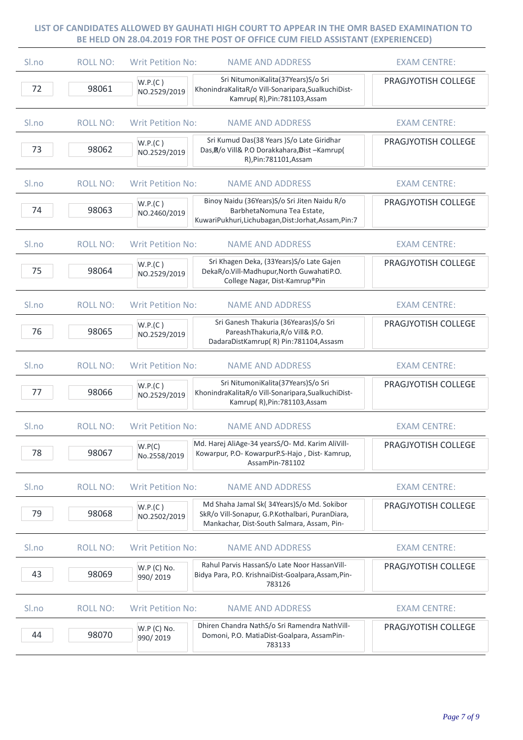**LIST OF CANDIDATES ALLOWED BY GAUHATI HIGH COURT TO APPEAR IN THE OMR BASED EXAMINATION TO BE HELD ON 28.04.2019 FOR THE POST OF OFFICE CUM FIELD ASSISTANT (EXPERIENCED)**

| Sl.no | ROLL NO: | Writ Petition No: | NAME AND ADDRESS | EXAM CENTRE: |
|---|---|---|---|---|
| 72 | 98061 | W.P.(C) NO.2529/2019 | Sri NitumoniKalita(37Years)S/o Sri KhonindraKalitaR/o Vill-Sonaripara,SualkuchiDist-Kamrup( R),Pin:781103,Assam | PRAGJYOTISH COLLEGE |
| 73 | 98062 | W.P.(C) NO.2529/2019 | Sri Kumud Das(38 Years )S/o Late Giridhar Das,R/o Vill& P.O Dorakkahara,Dist –Kamrup( R),Pin:781101,Assam | PRAGJYOTISH COLLEGE |
| 74 | 98063 | W.P.(C) NO.2460/2019 | Binoy Naidu (36Years)S/o Sri Jiten Naidu R/o BarbhetaNomuna Tea Estate, KuwariPukhuri,Lichubagan,Dist:Jorhat,Assam,Pin:7 | PRAGJYOTISH COLLEGE |
| 75 | 98064 | W.P.(C) NO.2529/2019 | Sri Khagen Deka, (33Years)S/o Late Gajen DekaR/o.Vill-Madhupur,North GuwahatiP.O. College Nagar, Dist-Kamrup®Pin | PRAGJYOTISH COLLEGE |
| 76 | 98065 | W.P.(C) NO.2529/2019 | Sri Ganesh Thakuria (36Yearas)S/o Sri PareashThakuria,R/o Vill& P.O. DadaraDistKamrup( R) Pin:781104,Assasm | PRAGJYOTISH COLLEGE |
| 77 | 98066 | W.P.(C) NO.2529/2019 | Sri NitumoniKalita(37Years)S/o Sri KhonindraKalitaR/o Vill-Sonaripara,SualkuchiDist-Kamrup( R),Pin:781103,Assam | PRAGJYOTISH COLLEGE |
| 78 | 98067 | W.P(C) No.2558/2019 | Md. Harej AliAge-34 yearsS/O- Md. Karim AliVill-Kowarpur, P.O- KowarpurP.S-Hajo , Dist- Kamrup, AssamPin-781102 | PRAGJYOTISH COLLEGE |
| 79 | 98068 | W.P.(C) NO.2502/2019 | Md Shaha Jamal Sk( 34Years)S/o Md. Sokibor SkR/o Vill-Sonapur, G.P.Kothalbari, PuranDiara, Mankachar, Dist-South Salmara, Assam, Pin- | PRAGJYOTISH COLLEGE |
| 43 | 98069 | W.P (C) No. 990/ 2019 | Rahul Parvis HassanS/o Late Noor HassanVill-Bidya Para, P.O. KrishnaiDist-Goalpara,Assam,Pin-783126 | PRAGJYOTISH COLLEGE |
| 44 | 98070 | W.P (C) No. 990/ 2019 | Dhiren Chandra NathS/o Sri Ramendra NathVill-Domoni, P.O. MatiaDist-Goalpara, AssamPin-783133 | PRAGJYOTISH COLLEGE |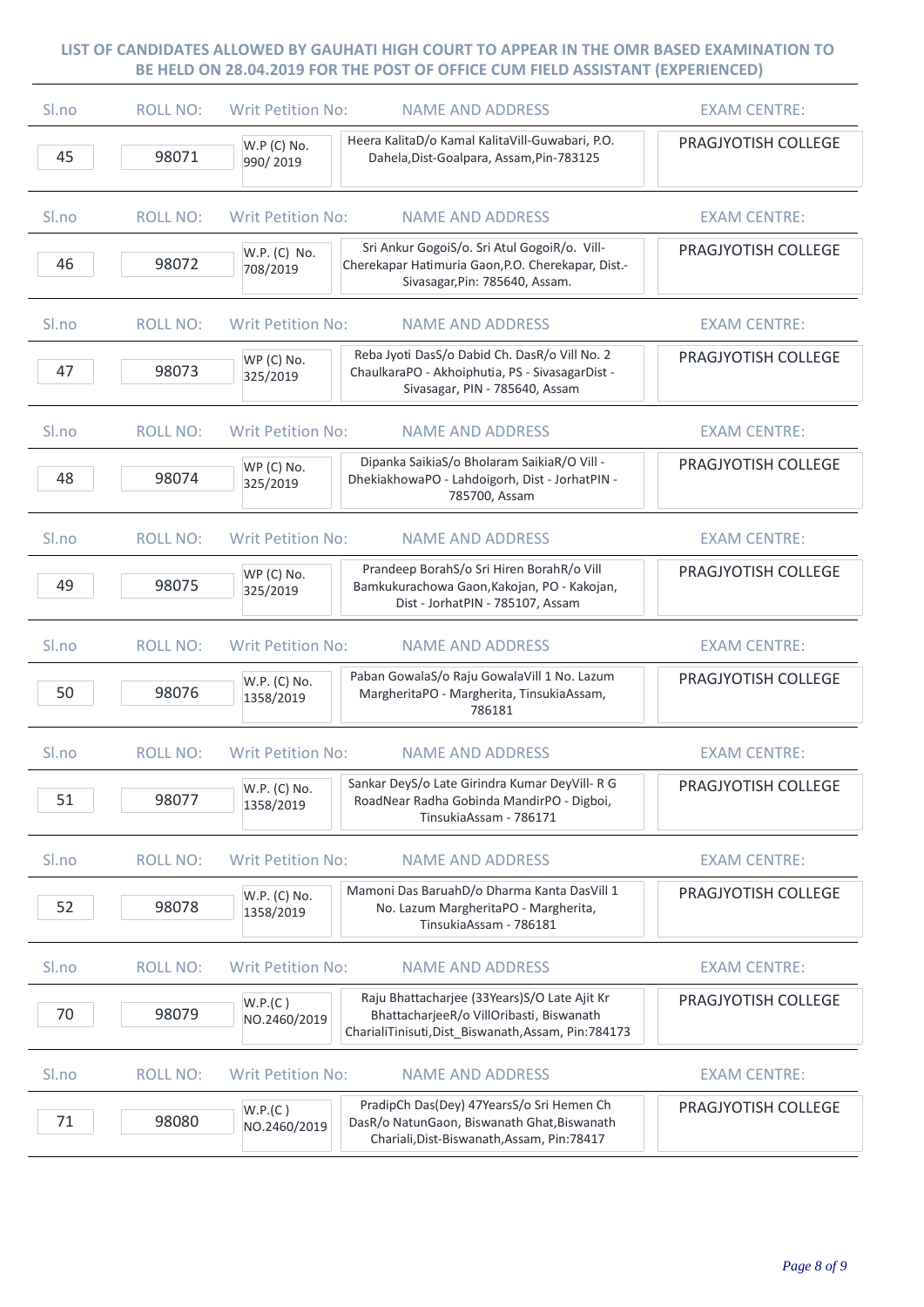**LIST OF CANDIDATES ALLOWED BY GAUHATI HIGH COURT TO APPEAR IN THE OMR BASED EXAMINATION TO BE HELD ON 28.04.2019 FOR THE POST OF OFFICE CUM FIELD ASSISTANT (EXPERIENCED)**

| Sl.no | ROLL NO: | Writ Petition No: | NAME AND ADDRESS | EXAM CENTRE: |
|---|---|---|---|---|
| 45 | 98071 | W.P (C) No. 990/ 2019 | Heera KalitaD/o Kamal KalitaVill-Guwabari, P.O. Dahela,Dist-Goalpara, Assam,Pin-783125 | PRAGJYOTISH COLLEGE |
| 46 | 98072 | W.P. (C) No. 708/2019 | Sri Ankur GogoiS/o. Sri Atul GogoiR/o. Vill-Cherekapar Hatimuria Gaon,P.O. Cherekapar, Dist.-Sivasagar,Pin: 785640, Assam. | PRAGJYOTISH COLLEGE |
| 47 | 98073 | WP (C) No. 325/2019 | Reba Jyoti DasS/o Dabid Ch. DasR/o Vill No. 2 ChaulkaraPO - Akhoiphutia, PS - SivasagarDist - Sivasagar, PIN - 785640, Assam | PRAGJYOTISH COLLEGE |
| 48 | 98074 | WP (C) No. 325/2019 | Dipanka SaikiaS/o Bholaram SaikiaR/O Vill - DhekiakhowaPO - Lahdoigorh, Dist - JorhatPIN - 785700, Assam | PRAGJYOTISH COLLEGE |
| 49 | 98075 | WP (C) No. 325/2019 | Prandeep BorahS/o Sri Hiren BorahR/o Vill Bamkukurachowa Gaon,Kakojan, PO - Kakojan, Dist - JorhatPIN - 785107, Assam | PRAGJYOTISH COLLEGE |
| 50 | 98076 | W.P. (C) No. 1358/2019 | Paban GowalaS/o Raju GowalaVill 1 No. Lazum MargheritaPO - Margherita, TinsukiaAssam, 786181 | PRAGJYOTISH COLLEGE |
| 51 | 98077 | W.P. (C) No. 1358/2019 | Sankar DeyS/o Late Girindra Kumar DeyVill- R G RoadNear Radha Gobinda MandirPO - Digboi, TinsukiaAssam - 786171 | PRAGJYOTISH COLLEGE |
| 52 | 98078 | W.P. (C) No. 1358/2019 | Mamoni Das BaruahD/o Dharma Kanta DasVill 1 No. Lazum MargheritaPO - Margherita, TinsukiaAssam - 786181 | PRAGJYOTISH COLLEGE |
| 70 | 98079 | W.P.(C ) NO.2460/2019 | Raju Bhattacharjee (33Years)S/O Late Ajit Kr BhattacharjeeR/o VillOribasti, Biswanath CharialiTinisuti,Dist_Biswanath,Assam, Pin:784173 | PRAGJYOTISH COLLEGE |
| 71 | 98080 | W.P.(C ) NO.2460/2019 | PradipCh Das(Dey) 47YearsS/o Sri Hemen Ch DasR/o NatunGaon, Biswanath Ghat,Biswanath Chariali,Dist-Biswanath,Assam, Pin:78417 | PRAGJYOTISH COLLEGE |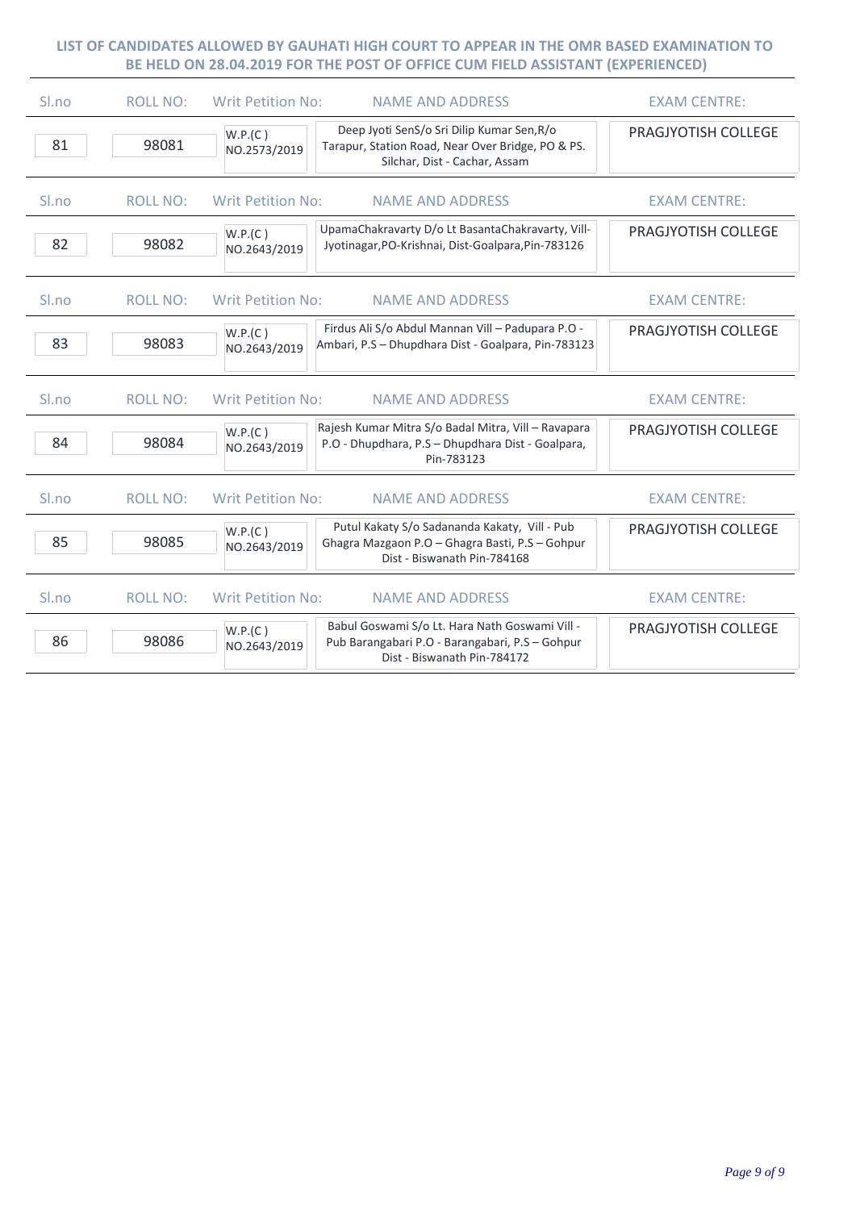**LIST OF CANDIDATES ALLOWED BY GAUHATI HIGH COURT TO APPEAR IN THE OMR BASED EXAMINATION TO BE HELD ON 28.04.2019 FOR THE POST OF OFFICE CUM FIELD ASSISTANT (EXPERIENCED)**

| Sl.no | ROLL NO: | Writ Petition No: | NAME AND ADDRESS | EXAM CENTRE: |
|---|---|---|---|---|
| 81 | 98081 | W.P.(C) NO.2573/2019 | Deep Jyoti SenS/o Sri Dilip Kumar Sen,R/o Tarapur, Station Road, Near Over Bridge, PO & PS. Silchar, Dist - Cachar, Assam | PRAGJYOTISH COLLEGE |
| 82 | 98082 | W.P.(C) NO.2643/2019 | UpamaChakravarty D/o Lt BasantaChakravarty, Vill-Jyotinagar,PO-Krishnai, Dist-Goalpara,Pin-783126 | PRAGJYOTISH COLLEGE |
| 83 | 98083 | W.P.(C) NO.2643/2019 | Firdus Ali S/o Abdul Mannan Vill – Padupara P.O - Ambari, P.S – Dhupdhara Dist - Goalpara, Pin-783123 | PRAGJYOTISH COLLEGE |
| 84 | 98084 | W.P.(C) NO.2643/2019 | Rajesh Kumar Mitra S/o Badal Mitra, Vill – Ravapara P.O - Dhupdhara, P.S – Dhupdhara Dist - Goalpara, Pin-783123 | PRAGJYOTISH COLLEGE |
| 85 | 98085 | W.P.(C) NO.2643/2019 | Putul Kakaty S/o Sadananda Kakaty, Vill - Pub Ghagra Mazgaon P.O – Ghagra Basti, P.S – Gohpur Dist - Biswanath Pin-784168 | PRAGJYOTISH COLLEGE |
| 86 | 98086 | W.P.(C) NO.2643/2019 | Babul Goswami S/o Lt. Hara Nath Goswami Vill - Pub Barangabari P.O - Barangabari, P.S – Gohpur Dist - Biswanath Pin-784172 | PRAGJYOTISH COLLEGE |